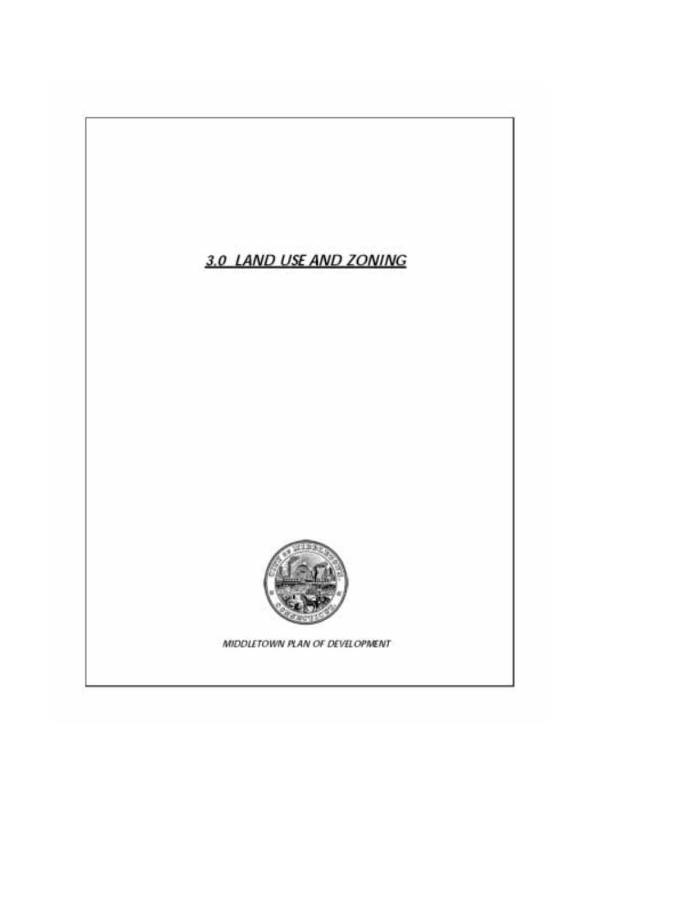# *3.0 LAND USE AND ZONING*

*MIDDLETOWN PLAN OF DEVELOPMENT*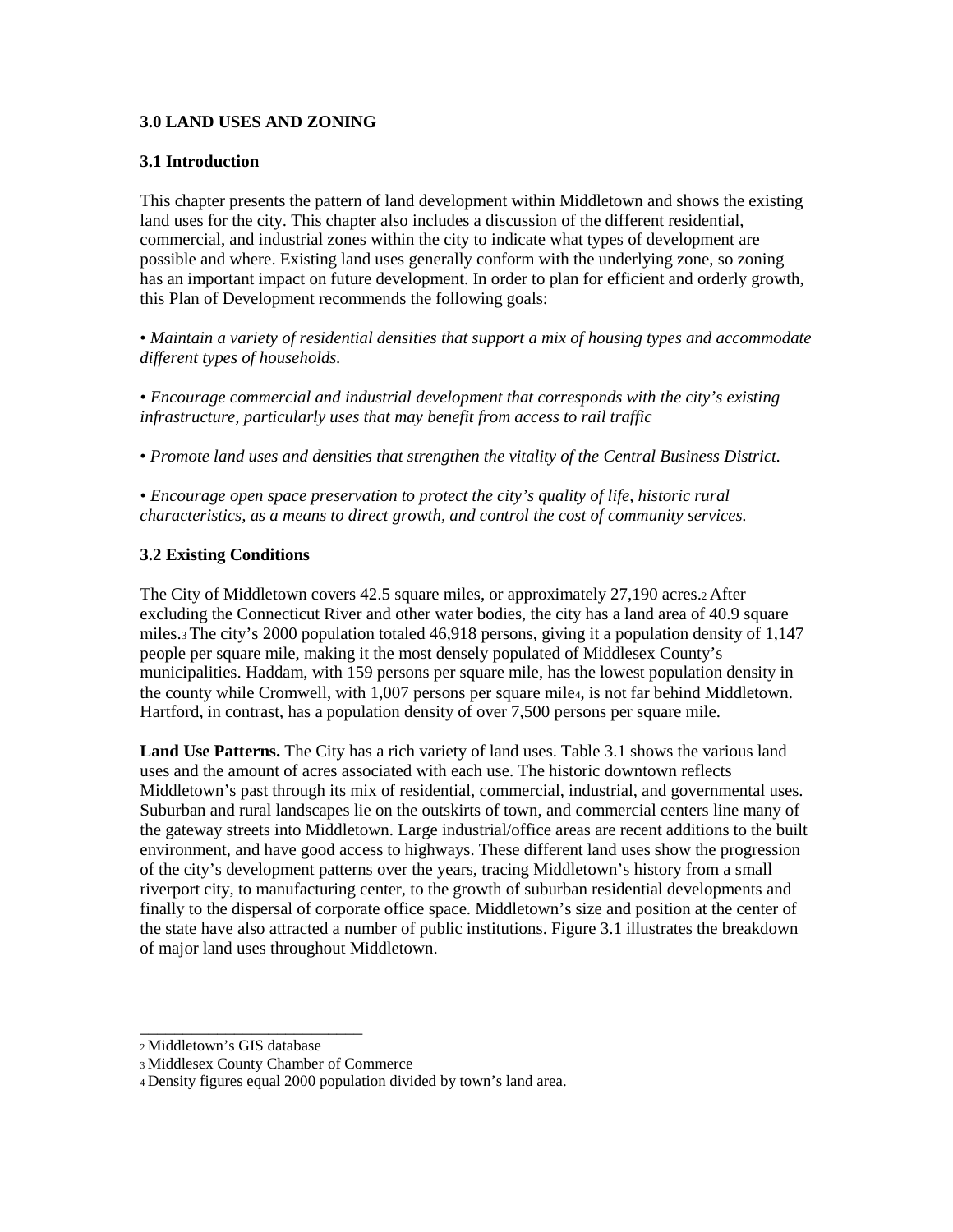# 3.0 LAND USES AND ZONING

## 3.1 Introduction

This chapter presents the pattern of land development within Middletown and shows the existing land uses for the city. This chapter also includes a discussion of the different residential, commercial, and industrial zones within the city to indicate what types of development are possible and where. Existing land uses generally conform with the underlying zone, so zoning has an important impact on future development. In order to plan for efficient and orderly growth, this Plan of Development recommends the following goals:

• *Maintain a variety of residential densities that support a mix of housing types and accommodate different types of households.*

• *Encourage commercial and industrial development that corresponds with the city's existing infrastructure, particularly uses that may benefit from access to rail traffic*

• *Promote land uses and densities that strengthen the vitality of the Central Business District.*

• *Encourage open space preservation to protect the city's quality of life, historic rural characteristics, as a means to direct growth, and control the cost of community services.*

## 3.2 Existing Conditions

The City of Middletown covers 42.5 square miles, or approximately 27,190 acres.[2] After excluding the Connecticut River and other water bodies, the city has a land area of 40.9 square miles.[3] The city's 2000 population totaled 46,918 persons, giving it a population density of 1,147 people per square mile, making it the most densely populated of Middlesex County's municipalities. Haddam, with 159 persons per square mile, has the lowest population density in the county while Cromwell, with 1,007 persons per square mile[4], is not far behind Middletown. Hartford, in contrast, has a population density of over 7,500 persons per square mile.

**Land Use Patterns.** The City has a rich variety of land uses. Table 3.1 shows the various land uses and the amount of acres associated with each use. The historic downtown reflects Middletown's past through its mix of residential, commercial, industrial, and governmental uses. Suburban and rural landscapes lie on the outskirts of town, and commercial centers line many of the gateway streets into Middletown. Large industrial/office areas are recent additions to the built environment, and have good access to highways. These different land uses show the progression of the city's development patterns over the years, tracing Middletown's history from a small riverport city, to manufacturing center, to the growth of suburban residential developments and finally to the dispersal of corporate office space. Middletown's size and position at the center of the state have also attracted a number of public institutions. Figure 3.1 illustrates the breakdown of major land uses throughout Middletown.

---

[2] Middletown's GIS database

[3] Middlesex County Chamber of Commerce

[4] Density figures equal 2000 population divided by town's land area.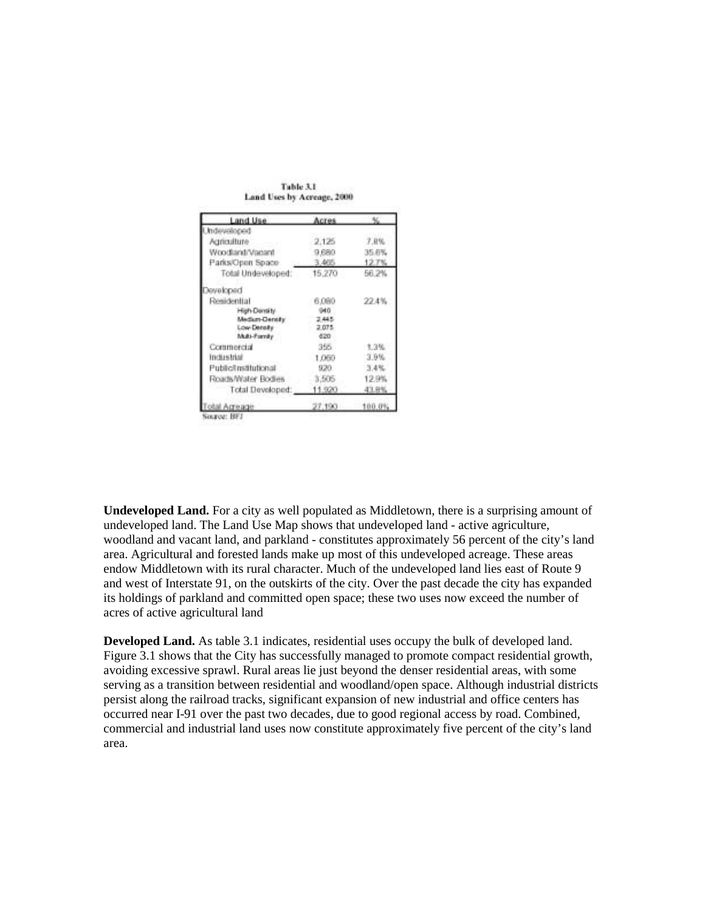**Table 3.1**
**Land Uses by Acreage, 2000**

| Land Use | Acres | % |
|---|---|---|
| Undeveloped | | |
| Agriculture | 2,125 | 7.8% |
| Woodland/Vacant | 9,680 | 35.6% |
| Parks/Open Space | 3,465 | 12.7% |
| Total Undeveloped: | 15,270 | 56.2% |
| Developed | | |
| Residential | 6,080 | 22.4% |
| High-Density | 940 | |
| Medium-Density | 2,445 | |
| Low-Density | 2,075 | |
| Multi-Family | 620 | |
| Commercial | 355 | 1.3% |
| Industrial | 1,060 | 3.9% |
| Public/Institutional | 920 | 3.4% |
| Roads/Water Bodies | 3,505 | 12.9% |
| Total Developed: | 11,920 | 43.8% |
| Total Acreage | 27,190 | 100.0% |

Source: BFJ

**Undeveloped Land.** For a city as well populated as Middletown, there is a surprising amount of undeveloped land. The Land Use Map shows that undeveloped land - active agriculture, woodland and vacant land, and parkland - constitutes approximately 56 percent of the city's land area. Agricultural and forested lands make up most of this undeveloped acreage. These areas endow Middletown with its rural character. Much of the undeveloped land lies east of Route 9 and west of Interstate 91, on the outskirts of the city. Over the past decade the city has expanded its holdings of parkland and committed open space; these two uses now exceed the number of acres of active agricultural land

**Developed Land.** As table 3.1 indicates, residential uses occupy the bulk of developed land. Figure 3.1 shows that the City has successfully managed to promote compact residential growth, avoiding excessive sprawl. Rural areas lie just beyond the denser residential areas, with some serving as a transition between residential and woodland/open space. Although industrial districts persist along the railroad tracks, significant expansion of new industrial and office centers has occurred near I-91 over the past two decades, due to good regional access by road. Combined, commercial and industrial land uses now constitute approximately five percent of the city's land area.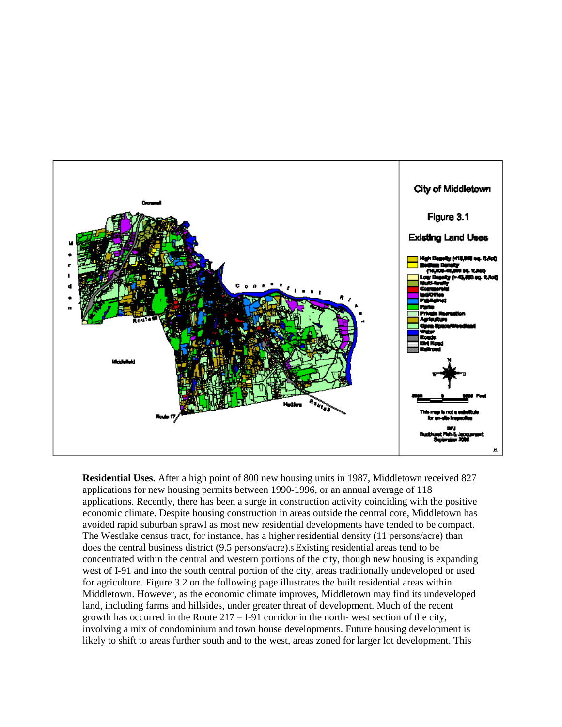**Residential Uses.** After a high point of 800 new housing units in 1987, Middletown received 827 applications for new housing permits between 1990-1996, or an annual average of 118 applications. Recently, there has been a surge in construction activity coinciding with the positive economic climate. Despite housing construction in areas outside the central core, Middletown has avoided rapid suburban sprawl as most new residential developments have tended to be compact. The Westlake census tract, for instance, has a higher residential density (11 persons/acre) than does the central business district (9.5 persons/acre).[5] Existing residential areas tend to be concentrated within the central and western portions of the city, though new housing is expanding west of I-91 and into the south central portion of the city, areas traditionally undeveloped or used for agriculture. Figure 3.2 on the following page illustrates the built residential areas within Middletown. However, as the economic climate improves, Middletown may find its undeveloped land, including farms and hillsides, under greater threat of development. Much of the recent growth has occurred in the Route 217 – I-91 corridor in the north- west section of the city, involving a mix of condominium and town house developments. Future housing development is likely to shift to areas further south and to the west, areas zoned for larger lot development. This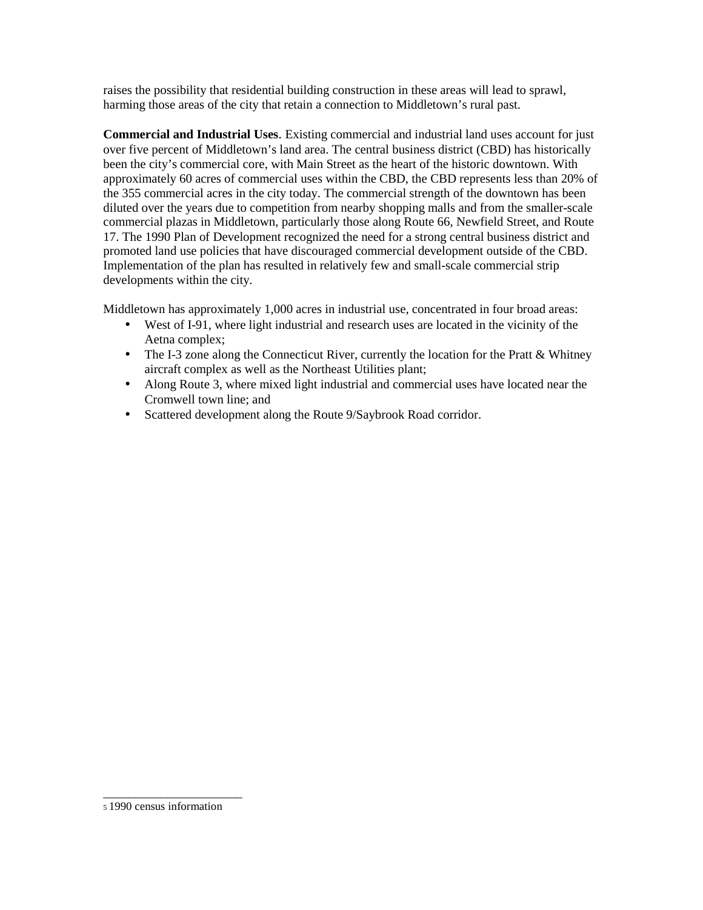raises the possibility that residential building construction in these areas will lead to sprawl, harming those areas of the city that retain a connection to Middletown's rural past.

**Commercial and Industrial Uses**. Existing commercial and industrial land uses account for just over five percent of Middletown's land area. The central business district (CBD) has historically been the city's commercial core, with Main Street as the heart of the historic downtown. With approximately 60 acres of commercial uses within the CBD, the CBD represents less than 20% of the 355 commercial acres in the city today. The commercial strength of the downtown has been diluted over the years due to competition from nearby shopping malls and from the smaller-scale commercial plazas in Middletown, particularly those along Route 66, Newfield Street, and Route 17. The 1990 Plan of Development recognized the need for a strong central business district and promoted land use policies that have discouraged commercial development outside of the CBD. Implementation of the plan has resulted in relatively few and small-scale commercial strip developments within the city.

Middletown has approximately 1,000 acres in industrial use, concentrated in four broad areas:

- West of I-91, where light industrial and research uses are located in the vicinity of the Aetna complex;
- The I-3 zone along the Connecticut River, currently the location for the Pratt & Whitney aircraft complex as well as the Northeast Utilities plant;
- Along Route 3, where mixed light industrial and commercial uses have located near the Cromwell town line; and
- Scattered development along the Route 9/Saybrook Road corridor.

---

[5] 1990 census information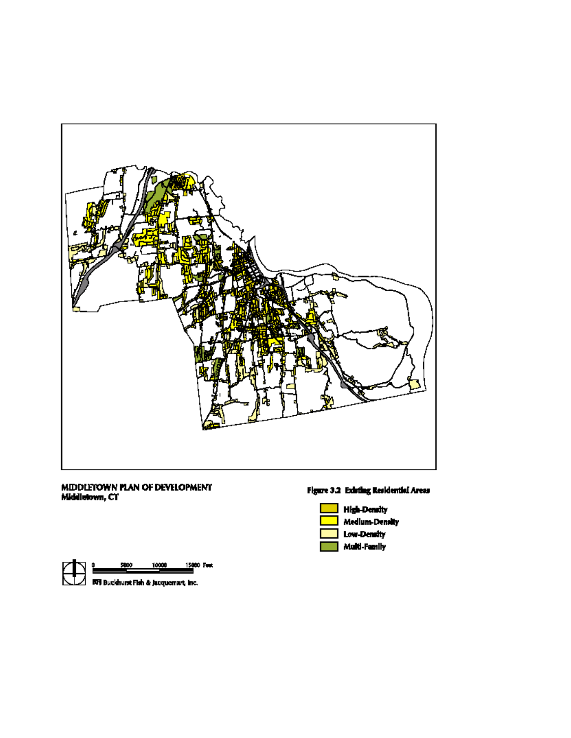**MIDDLETOWN PLAN OF DEVELOPMENT**
**Middletown, CT**

**Figure 3.2 Existing Residential Areas**

- High-Density
- Medium-Density
- Low-Density
- Multi-Family

0 5000 10000 15000 Feet

BFJ Buckhurst Fish & Jacquemart, Inc.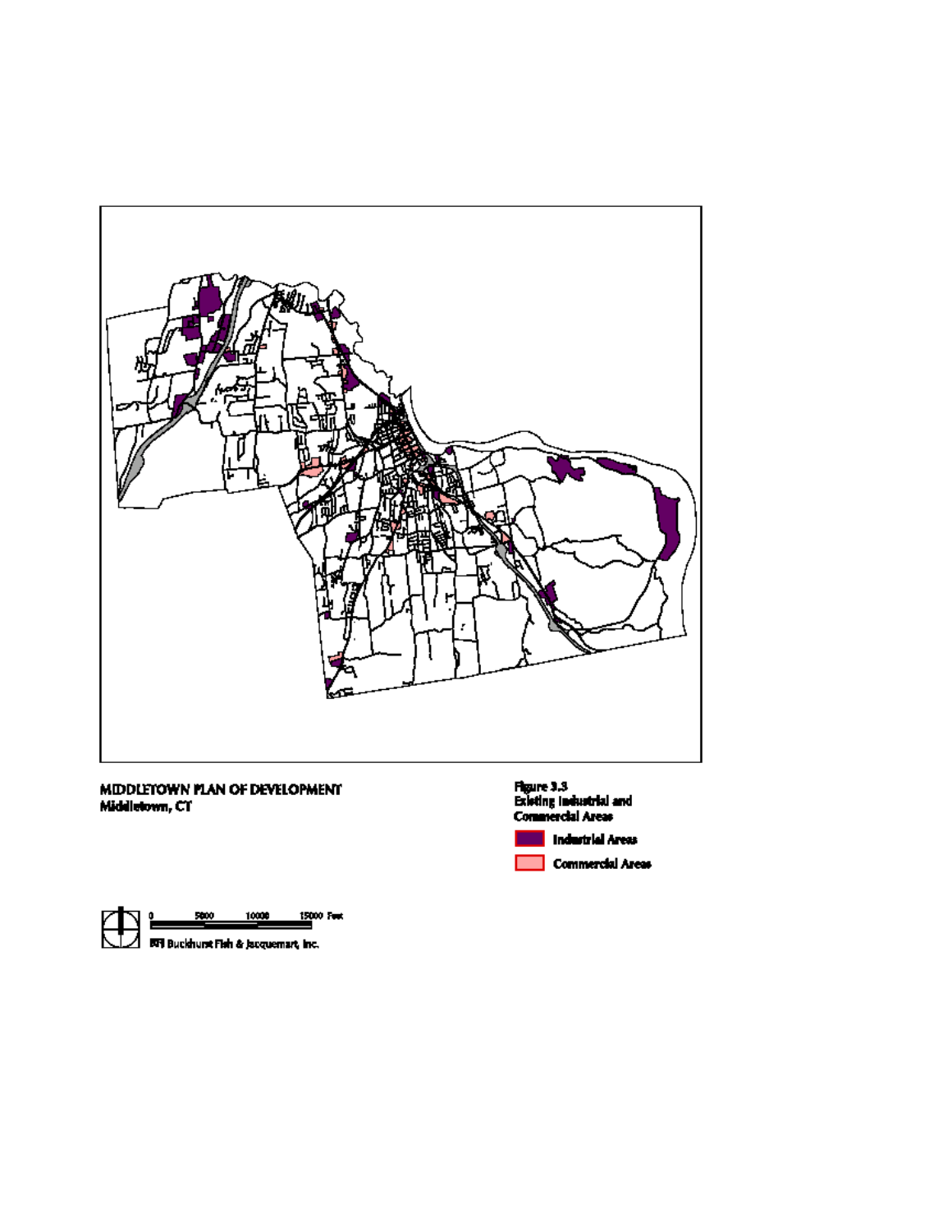**MIDDLETOWN PLAN OF DEVELOPMENT**
**Middletown, CT**

**Figure 3.3**
**Existing Industrial and Commercial Areas**

- Industrial Areas
- Commercial Areas

0 5000 10000 15000 Feet

BFJ Buckhurst Fish & Jacquemart, Inc.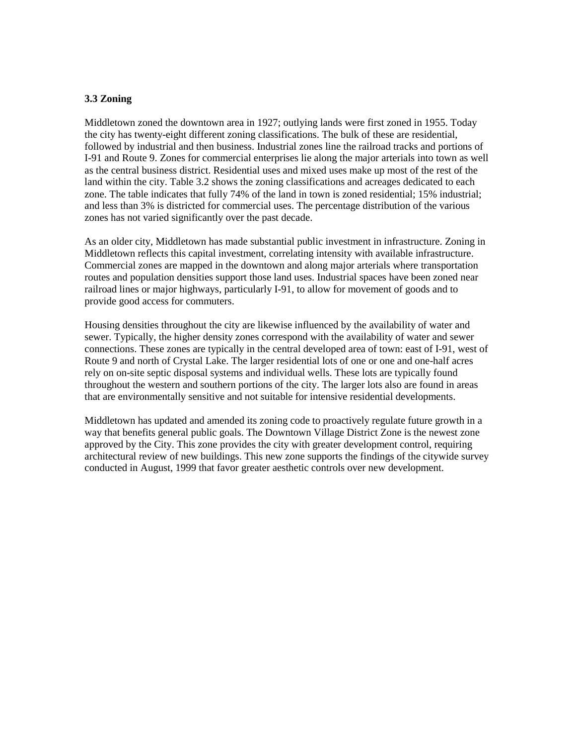### 3.3 Zoning

Middletown zoned the downtown area in 1927; outlying lands were first zoned in 1955. Today the city has twenty-eight different zoning classifications. The bulk of these are residential, followed by industrial and then business. Industrial zones line the railroad tracks and portions of I-91 and Route 9. Zones for commercial enterprises lie along the major arterials into town as well as the central business district. Residential uses and mixed uses make up most of the rest of the land within the city. Table 3.2 shows the zoning classifications and acreages dedicated to each zone. The table indicates that fully 74% of the land in town is zoned residential; 15% industrial; and less than 3% is districted for commercial uses. The percentage distribution of the various zones has not varied significantly over the past decade.

As an older city, Middletown has made substantial public investment in infrastructure. Zoning in Middletown reflects this capital investment, correlating intensity with available infrastructure. Commercial zones are mapped in the downtown and along major arterials where transportation routes and population densities support those land uses. Industrial spaces have been zoned near railroad lines or major highways, particularly I-91, to allow for movement of goods and to provide good access for commuters.

Housing densities throughout the city are likewise influenced by the availability of water and sewer. Typically, the higher density zones correspond with the availability of water and sewer connections. These zones are typically in the central developed area of town: east of I-91, west of Route 9 and north of Crystal Lake. The larger residential lots of one or one and one-half acres rely on on-site septic disposal systems and individual wells. These lots are typically found throughout the western and southern portions of the city. The larger lots also are found in areas that are environmentally sensitive and not suitable for intensive residential developments.

Middletown has updated and amended its zoning code to proactively regulate future growth in a way that benefits general public goals. The Downtown Village District Zone is the newest zone approved by the City. This zone provides the city with greater development control, requiring architectural review of new buildings. This new zone supports the findings of the citywide survey conducted in August, 1999 that favor greater aesthetic controls over new development.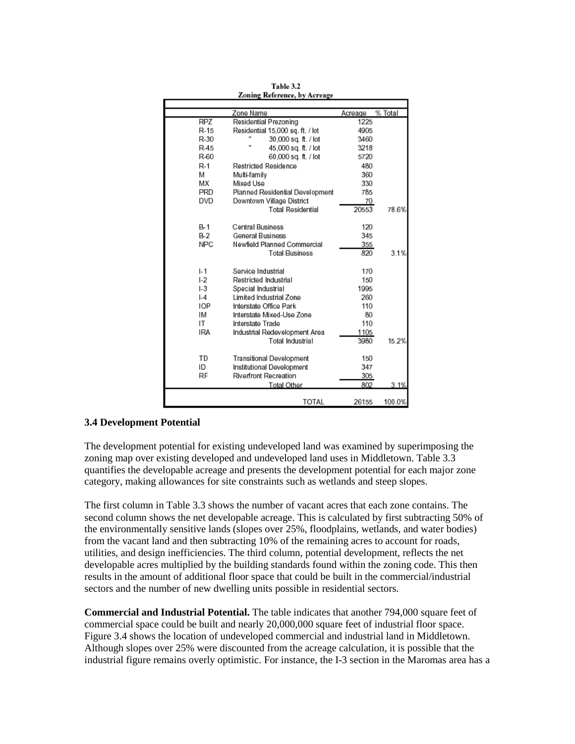**Table 3.2**
**Zoning Reference, by Acreage**

| | Zone Name | Acreage | % Total |
|---|---|---|---|
| RPZ | Residential Prezoning | 1225 | |
| R-15 | Residential 15,000 sq. ft. / lot | 4905 | |
| R-30 | " 30,000 sq. ft. / lot | 3460 | |
| R-45 | " 45,000 sq. ft. / lot | 3218 | |
| R-60 | 60,000 sq. ft. / lot | 5720 | |
| R-1 | Restricted Residence | 480 | |
| M | Multi-family | 360 | |
| MX | Mixed Use | 330 | |
| PRD | Planned Residential Development | 785 | |
| DVD | Downtown Village District | 70 | |
| | Total Residential | 20553 | 78.6% |
| B-1 | Central Business | 120 | |
| B-2 | General Business | 345 | |
| NPC | Newfield Planned Commercial | 355 | |
| | Total Business | 820 | 3.1% |
| I-1 | Service Industrial | 170 | |
| I-2 | Restricted Industrial | 150 | |
| I-3 | Special Industrial | 1995 | |
| I-4 | Limited Industrial Zone | 260 | |
| IOP | Interstate Office Park | 110 | |
| IM | Interstate Mixed-Use Zone | 80 | |
| IT | Interstate Trade | 110 | |
| IRA | Industrial Redevelopment Area | 1105 | |
| | Total Industrial | 3980 | 15.2% |
| TD | Transitional Development | 150 | |
| ID | Institutional Development | 347 | |
| RF | Riverfront Recreation | 305 | |
| | Total Other | 802 | 3.1% |
| | TOTAL | 26155 | 100.0% |

### 3.4 Development Potential

The development potential for existing undeveloped land was examined by superimposing the zoning map over existing developed and undeveloped land uses in Middletown. Table 3.3 quantifies the developable acreage and presents the development potential for each major zone category, making allowances for site constraints such as wetlands and steep slopes.

The first column in Table 3.3 shows the number of vacant acres that each zone contains. The second column shows the net developable acreage. This is calculated by first subtracting 50% of the environmentally sensitive lands (slopes over 25%, floodplains, wetlands, and water bodies) from the vacant land and then subtracting 10% of the remaining acres to account for roads, utilities, and design inefficiencies. The third column, potential development, reflects the net developable acres multiplied by the building standards found within the zoning code. This then results in the amount of additional floor space that could be built in the commercial/industrial sectors and the number of new dwelling units possible in residential sectors.

**Commercial and Industrial Potential.** The table indicates that another 794,000 square feet of commercial space could be built and nearly 20,000,000 square feet of industrial floor space. Figure 3.4 shows the location of undeveloped commercial and industrial land in Middletown. Although slopes over 25% were discounted from the acreage calculation, it is possible that the industrial figure remains overly optimistic. For instance, the I-3 section in the Maromas area has a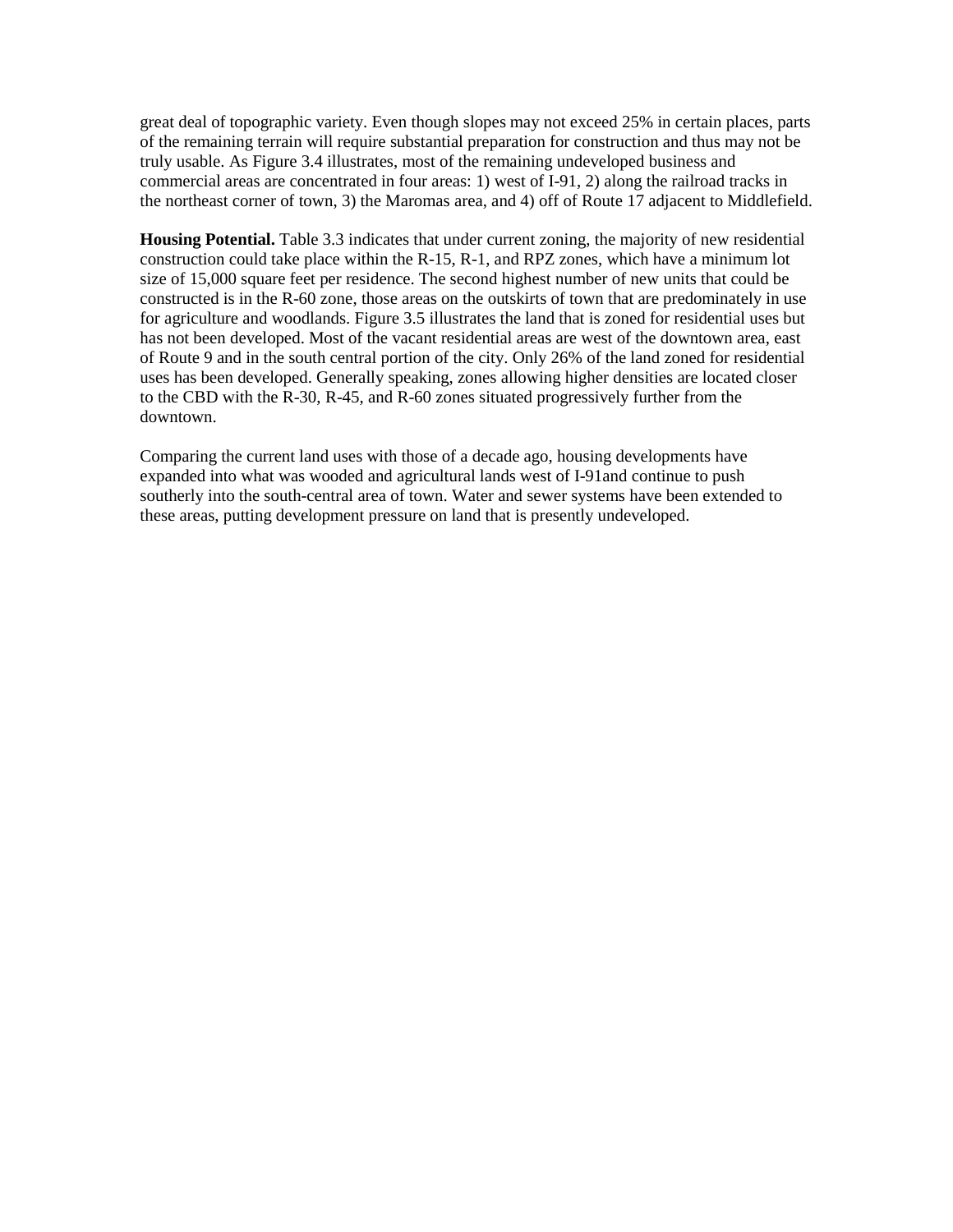great deal of topographic variety. Even though slopes may not exceed 25% in certain places, parts of the remaining terrain will require substantial preparation for construction and thus may not be truly usable. As Figure 3.4 illustrates, most of the remaining undeveloped business and commercial areas are concentrated in four areas: 1) west of I-91, 2) along the railroad tracks in the northeast corner of town, 3) the Maromas area, and 4) off of Route 17 adjacent to Middlefield.

**Housing Potential.** Table 3.3 indicates that under current zoning, the majority of new residential construction could take place within the R-15, R-1, and RPZ zones, which have a minimum lot size of 15,000 square feet per residence. The second highest number of new units that could be constructed is in the R-60 zone, those areas on the outskirts of town that are predominately in use for agriculture and woodlands. Figure 3.5 illustrates the land that is zoned for residential uses but has not been developed. Most of the vacant residential areas are west of the downtown area, east of Route 9 and in the south central portion of the city. Only 26% of the land zoned for residential uses has been developed. Generally speaking, zones allowing higher densities are located closer to the CBD with the R-30, R-45, and R-60 zones situated progressively further from the downtown.

Comparing the current land uses with those of a decade ago, housing developments have expanded into what was wooded and agricultural lands west of I-91and continue to push southerly into the south-central area of town. Water and sewer systems have been extended to these areas, putting development pressure on land that is presently undeveloped.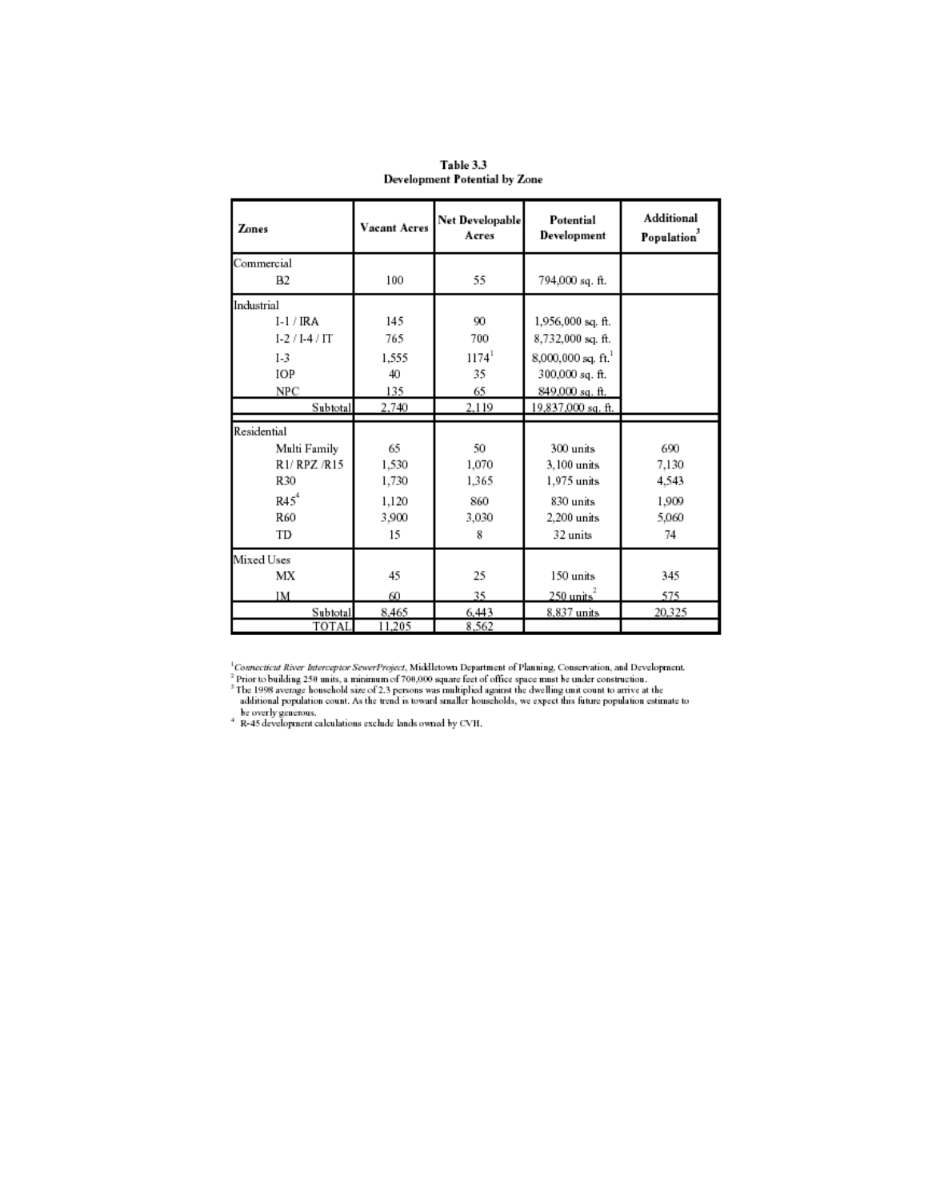**Table 3.3**
**Development Potential by Zone**

| Zones | Vacant Acres | Net Developable Acres | Potential Development | Additional Population[3] |
|---|---|---|---|---|
| Commercial | | | | |
| B2 | 100 | 55 | 794,000 sq. ft. | |
| Industrial | | | | |
| I-1 / IRA | 145 | 90 | 1,956,000 sq. ft. | |
| I-2 / I-4 / IT | 765 | 700 | 8,732,000 sq. ft. | |
| I-3 | 1,555 | 1174[1] | 8,000,000 sq. ft.[1] | |
| IOP | 40 | 35 | 300,000 sq. ft. | |
| NPC | 135 | 65 | 849,000 sq. ft. | |
| Subtotal | 2,740 | 2,119 | 19,837,000 sq. ft. | |
| Residential | | | | |
| Multi Family | 65 | 50 | 300 units | 690 |
| R1/ RPZ /R15 | 1,530 | 1,070 | 3,100 units | 7,130 |
| R30 | 1,730 | 1,365 | 1,975 units | 4,543 |
| R45[4] | 1,120 | 860 | 830 units | 1,909 |
| R60 | 3,900 | 3,030 | 2,200 units | 5,060 |
| TD | 15 | 8 | 32 units | 74 |
| Mixed Uses | | | | |
| MX | 45 | 25 | 150 units | 345 |
| IM | 60 | 35 | 250 units[2] | 575 |
| Subtotal | 8,465 | 6,443 | 8,837 units | 20,325 |
| TOTAL | 11,205 | 8,562 | | |

[1] *Connecticut River Interceptor SewerProject*, Middletown Department of Planning, Conservation, and Development.
[2] Prior to building 250 units, a minimum of 700,000 square feet of office space must be under construction.
[3] The 1998 average household size of 2.3 persons was multiplied against the dwelling unit count to arrive at the additional population count. As the trend is toward smaller households, we expect this future population estimate to be overly generous.
[4] R-45 development calculations exclude lands owned by CVH.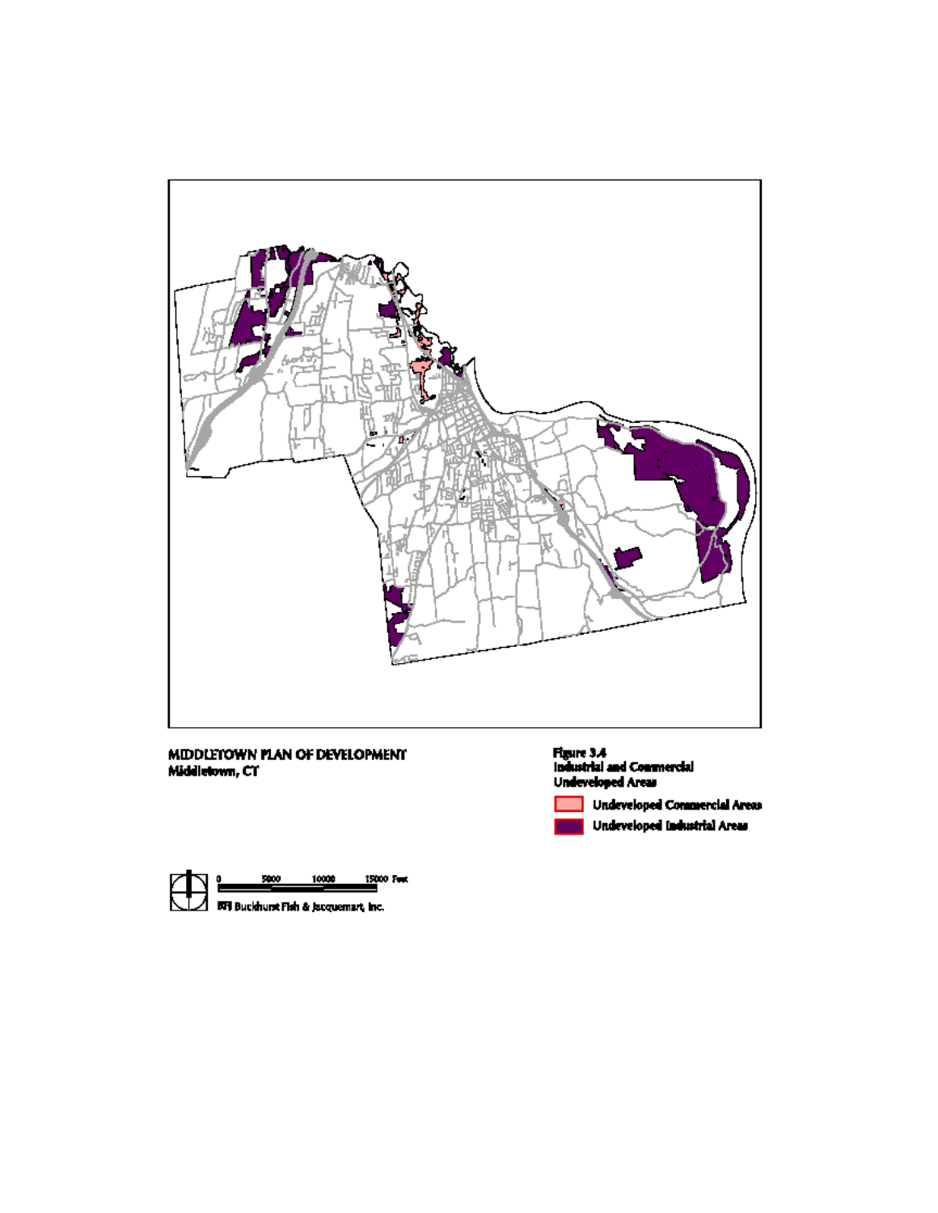**MIDDLETOWN PLAN OF DEVELOPMENT**
**Middletown, CT**

**Figure 3.4**
**Industrial and Commercial Undeveloped Areas**

Undeveloped Commercial Areas

Undeveloped Industrial Areas

0 5000 10000 15000 Feet

BFJ Buckhurst Fish & Jacquemart, Inc.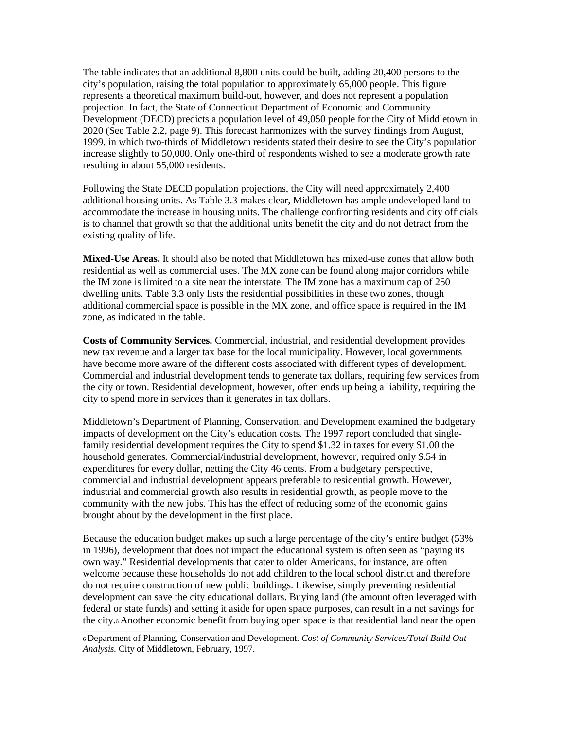The table indicates that an additional 8,800 units could be built, adding 20,400 persons to the city's population, raising the total population to approximately 65,000 people. This figure represents a theoretical maximum build-out, however, and does not represent a population projection. In fact, the State of Connecticut Department of Economic and Community Development (DECD) predicts a population level of 49,050 people for the City of Middletown in 2020 (See Table 2.2, page 9). This forecast harmonizes with the survey findings from August, 1999, in which two-thirds of Middletown residents stated their desire to see the City's population increase slightly to 50,000. Only one-third of respondents wished to see a moderate growth rate resulting in about 55,000 residents.

Following the State DECD population projections, the City will need approximately 2,400 additional housing units. As Table 3.3 makes clear, Middletown has ample undeveloped land to accommodate the increase in housing units. The challenge confronting residents and city officials is to channel that growth so that the additional units benefit the city and do not detract from the existing quality of life.

**Mixed-Use Areas.** It should also be noted that Middletown has mixed-use zones that allow both residential as well as commercial uses. The MX zone can be found along major corridors while the IM zone is limited to a site near the interstate. The IM zone has a maximum cap of 250 dwelling units. Table 3.3 only lists the residential possibilities in these two zones, though additional commercial space is possible in the MX zone, and office space is required in the IM zone, as indicated in the table.

**Costs of Community Services.** Commercial, industrial, and residential development provides new tax revenue and a larger tax base for the local municipality. However, local governments have become more aware of the different costs associated with different types of development. Commercial and industrial development tends to generate tax dollars, requiring few services from the city or town. Residential development, however, often ends up being a liability, requiring the city to spend more in services than it generates in tax dollars.

Middletown's Department of Planning, Conservation, and Development examined the budgetary impacts of development on the City's education costs. The 1997 report concluded that single-family residential development requires the City to spend $1.32 in taxes for every $1.00 the household generates. Commercial/industrial development, however, required only $.54 in expenditures for every dollar, netting the City 46 cents. From a budgetary perspective, commercial and industrial development appears preferable to residential growth. However, industrial and commercial growth also results in residential growth, as people move to the community with the new jobs. This has the effect of reducing some of the economic gains brought about by the development in the first place.

Because the education budget makes up such a large percentage of the city's entire budget (53% in 1996), development that does not impact the educational system is often seen as "paying its own way." Residential developments that cater to older Americans, for instance, are often welcome because these households do not add children to the local school district and therefore do not require construction of new public buildings. Likewise, simply preventing residential development can save the city educational dollars. Buying land (the amount often leveraged with federal or state funds) and setting it aside for open space purposes, can result in a net savings for the city.[6] Another economic benefit from buying open space is that residential land near the open

---

[6] Department of Planning, Conservation and Development. *Cost of Community Services/Total Build Out Analysis.* City of Middletown, February, 1997.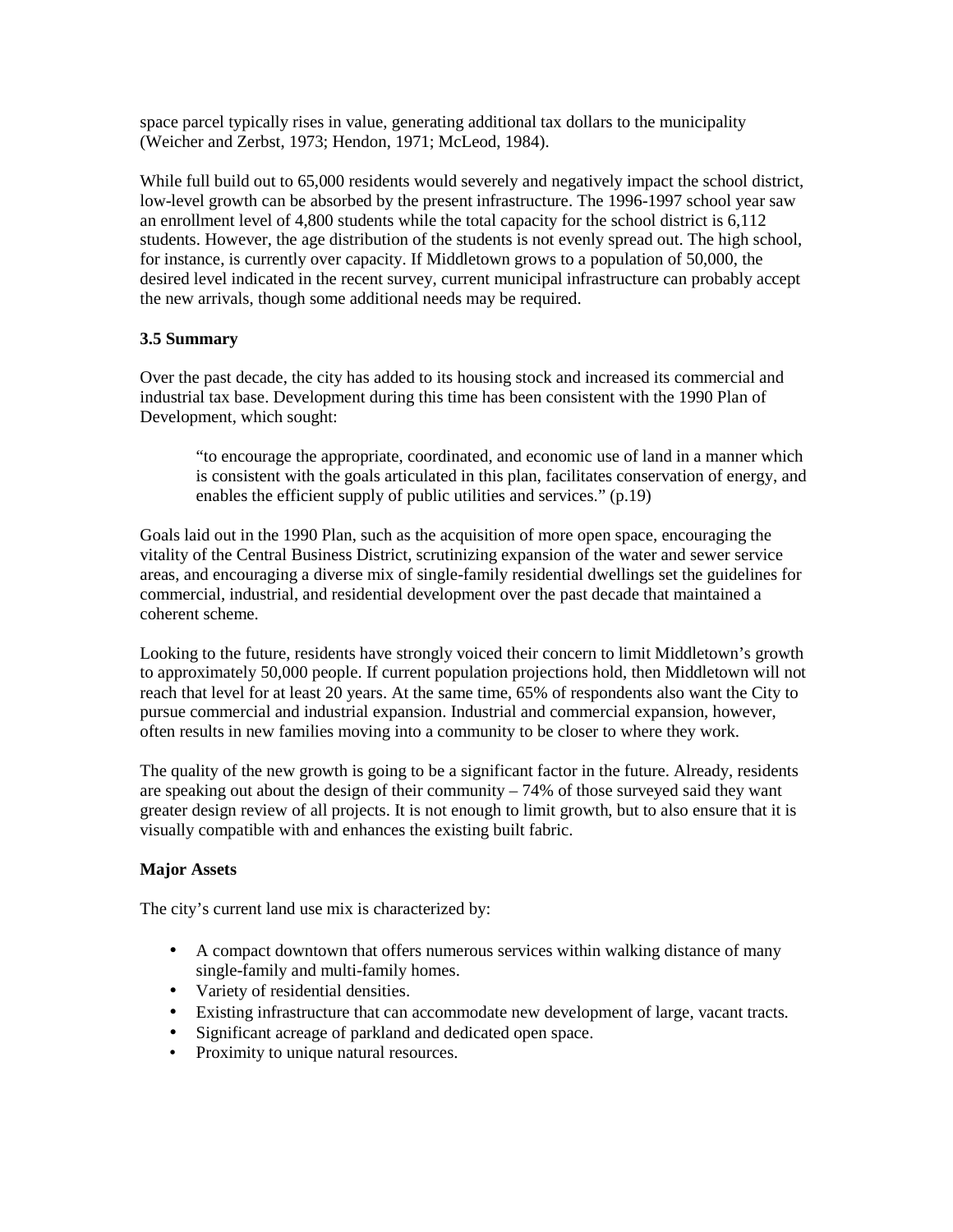space parcel typically rises in value, generating additional tax dollars to the municipality (Weicher and Zerbst, 1973; Hendon, 1971; McLeod, 1984).

While full build out to 65,000 residents would severely and negatively impact the school district, low-level growth can be absorbed by the present infrastructure. The 1996-1997 school year saw an enrollment level of 4,800 students while the total capacity for the school district is 6,112 students. However, the age distribution of the students is not evenly spread out. The high school, for instance, is currently over capacity. If Middletown grows to a population of 50,000, the desired level indicated in the recent survey, current municipal infrastructure can probably accept the new arrivals, though some additional needs may be required.

### 3.5 Summary

Over the past decade, the city has added to its housing stock and increased its commercial and industrial tax base. Development during this time has been consistent with the 1990 Plan of Development, which sought:

> "to encourage the appropriate, coordinated, and economic use of land in a manner which is consistent with the goals articulated in this plan, facilitates conservation of energy, and enables the efficient supply of public utilities and services." (p.19)

Goals laid out in the 1990 Plan, such as the acquisition of more open space, encouraging the vitality of the Central Business District, scrutinizing expansion of the water and sewer service areas, and encouraging a diverse mix of single-family residential dwellings set the guidelines for commercial, industrial, and residential development over the past decade that maintained a coherent scheme.

Looking to the future, residents have strongly voiced their concern to limit Middletown's growth to approximately 50,000 people. If current population projections hold, then Middletown will not reach that level for at least 20 years. At the same time, 65% of respondents also want the City to pursue commercial and industrial expansion. Industrial and commercial expansion, however, often results in new families moving into a community to be closer to where they work.

The quality of the new growth is going to be a significant factor in the future. Already, residents are speaking out about the design of their community – 74% of those surveyed said they want greater design review of all projects. It is not enough to limit growth, but to also ensure that it is visually compatible with and enhances the existing built fabric.

**Major Assets**

The city's current land use mix is characterized by:

- A compact downtown that offers numerous services within walking distance of many single-family and multi-family homes.
- Variety of residential densities.
- Existing infrastructure that can accommodate new development of large, vacant tracts.
- Significant acreage of parkland and dedicated open space.
- Proximity to unique natural resources.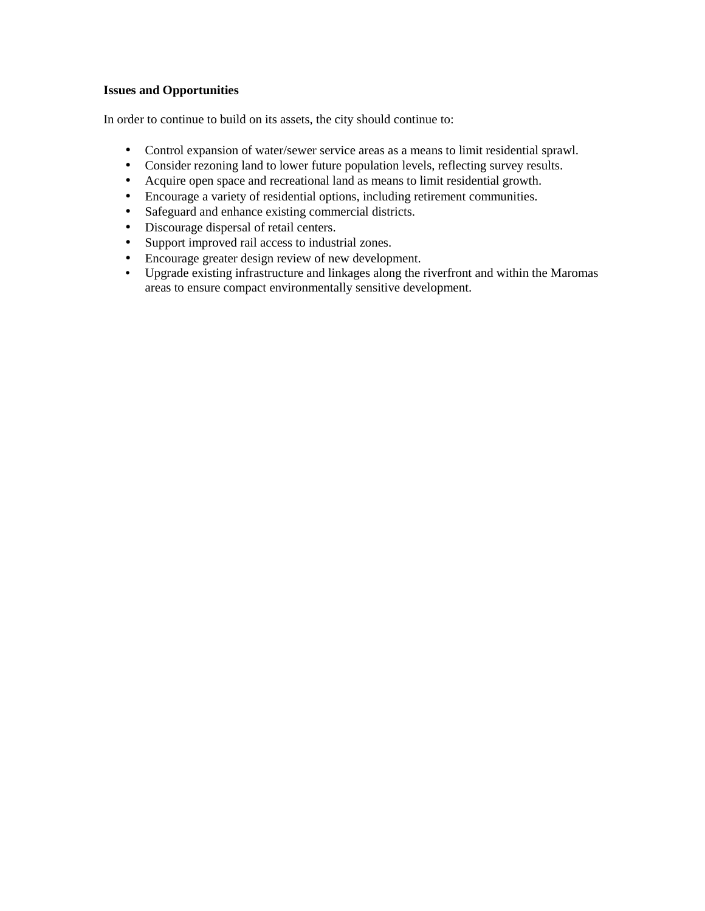**Issues and Opportunities**

In order to continue to build on its assets, the city should continue to:

- Control expansion of water/sewer service areas as a means to limit residential sprawl.
- Consider rezoning land to lower future population levels, reflecting survey results.
- Acquire open space and recreational land as means to limit residential growth.
- Encourage a variety of residential options, including retirement communities.
- Safeguard and enhance existing commercial districts.
- Discourage dispersal of retail centers.
- Support improved rail access to industrial zones.
- Encourage greater design review of new development.
- Upgrade existing infrastructure and linkages along the riverfront and within the Maromas areas to ensure compact environmentally sensitive development.